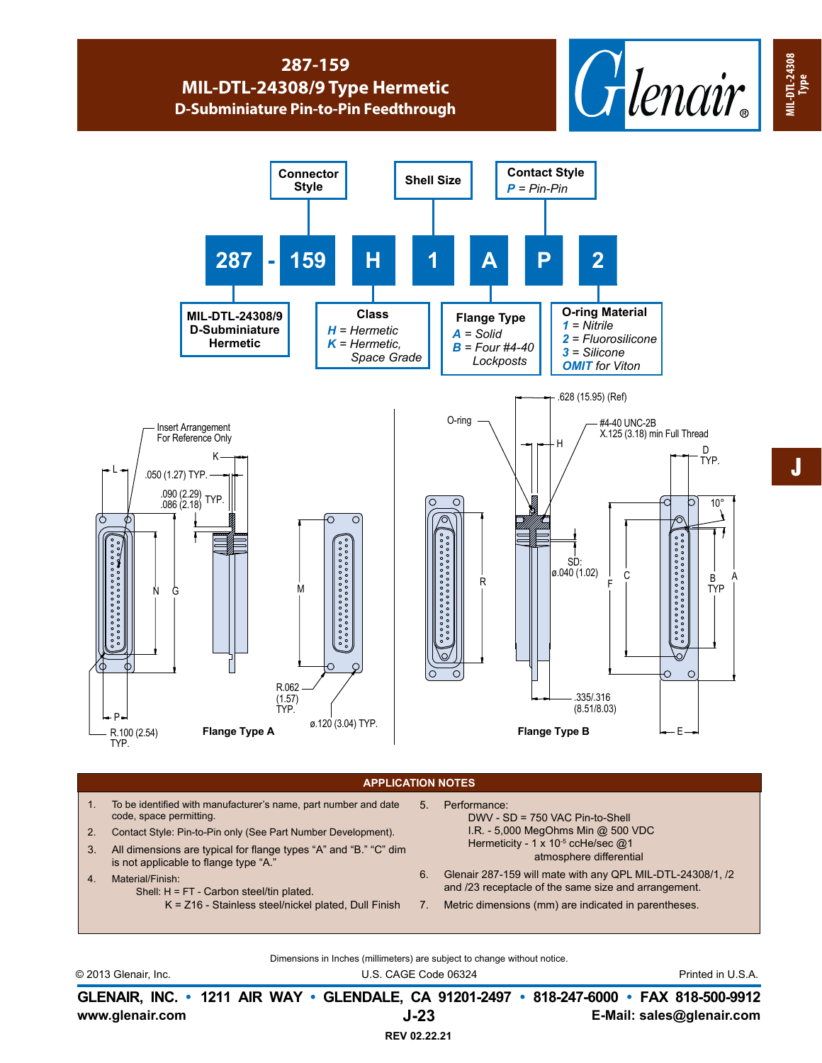# 287-159
## MIL-DTL-24308/9 Type Hermetic
### D-Subminiature Pin-to-Pin Feedthrough

**287 - 159 H 1 A P 2**

- **Connector Style**: 287 – MIL-DTL-24308/9 D-Subminiature Hermetic
- **Shell Size**: 1
- **Contact Style**: *P* = *Pin-Pin*
- **Class**: *H* = *Hermetic*; *K* = *Hermetic, Space Grade*
- **Flange Type**: *A* = *Solid*; *B* = *Four #4-40 Lockposts*
- **O-ring Material**: *1* = *Nitrile*; *2* = *Fluorosilicone*; *3* = *Silicone*; *OMIT for Viton*

Insert Arrangement For Reference Only

.050 (1.27) TYP.

.090 (2.29) / .086 (2.18) TYP.

R.062 (1.57) TYP.

ø.120 (3.04) TYP.

R.100 (2.54) TYP.

**Flange Type A**

.628 (15.95) (Ref)

O-ring

#4-40 UNC-2B X.125 (3.18) min Full Thread

D TYP.

10°

SD: ø.040 (1.02)

B TYP

.335/.316 (8.51/8.03)

**Flange Type B**

## APPLICATION NOTES

1. To be identified with manufacturer's name, part number and date code, space permitting.
2. Contact Style: Pin-to-Pin only (See Part Number Development).
3. All dimensions are typical for flange types "A" and "B." "C" dim is not applicable to flange type "A."
4. Material/Finish:
   Shell: H = FT - Carbon steel/tin plated.
   K = Z16 - Stainless steel/nickel plated, Dull Finish
5. Performance:
   DWV - SD = 750 VAC Pin-to-Shell
   I.R. - 5,000 MegOhms Min @ 500 VDC
   Hermeticity - 1 x $10^{-5}$ ccHe/sec @1 atmosphere differential
6. Glenair 287-159 will mate with any QPL MIL-DTL-24308/1, /2 and /23 receptacle of the same size and arrangement.
7. Metric dimensions (mm) are indicated in parentheses.

Dimensions in Inches (millimeters) are subject to change without notice.

© 2013 Glenair, Inc. U.S. CAGE Code 06324 Printed in U.S.A.

**GLENAIR, INC. • 1211 AIR WAY • GLENDALE, CA 91201-2497 • 818-247-6000 • FAX 818-500-9912**

**www.glenair.com** **J-23** **E-Mail: sales@glenair.com**

**REV 02.22.21**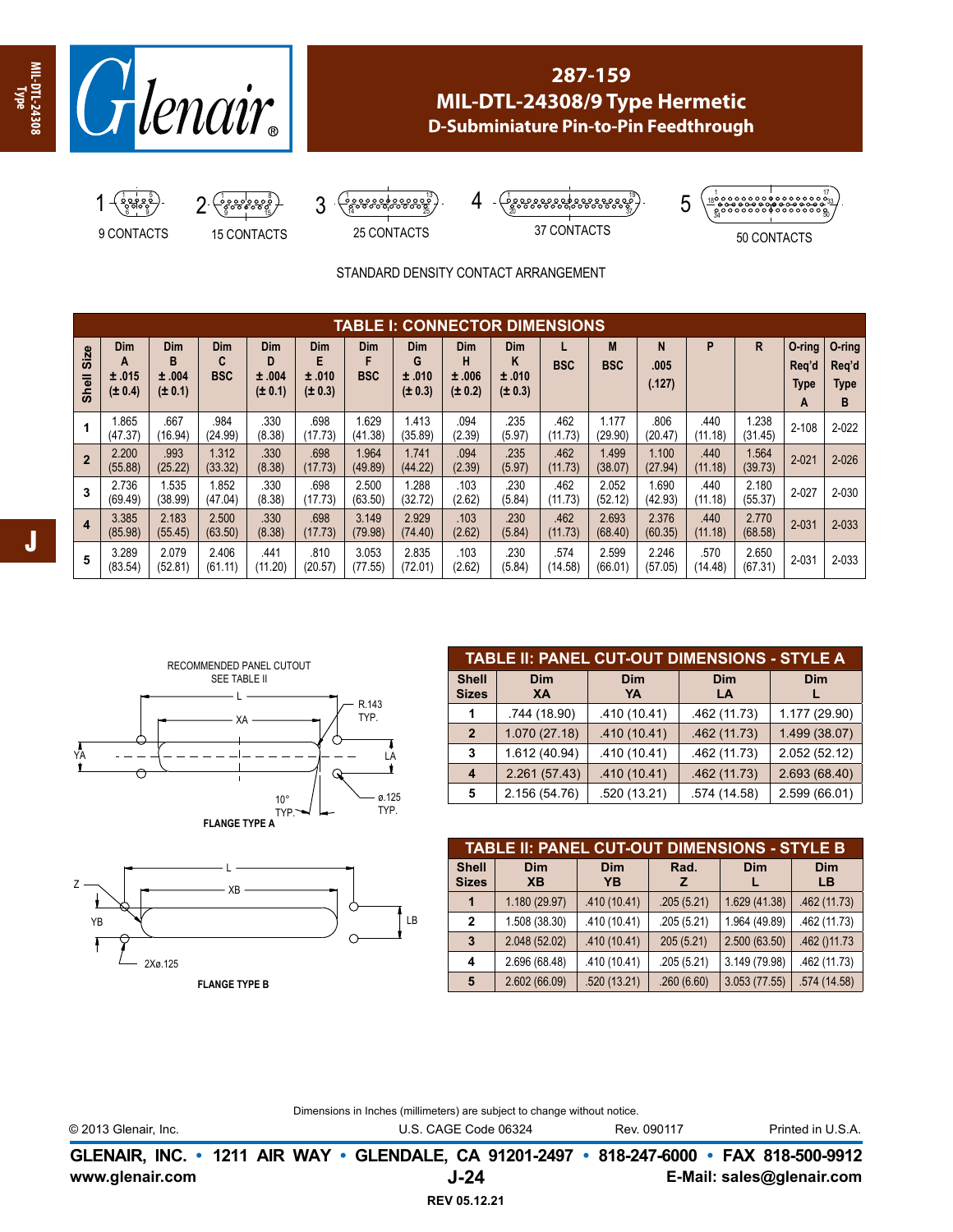# 287-159
## MIL-DTL-24308/9 Type Hermetic
### D-Subminiature Pin-to-Pin Feedthrough

1 9 CONTACTS

2 15 CONTACTS

3 25 CONTACTS

4 37 CONTACTS

5 50 CONTACTS

STANDARD DENSITY CONTACT ARRANGEMENT

**TABLE I: CONNECTOR DIMENSIONS**

| Shell Size | Dim A ±.015 (±0.4) | Dim B ±.004 (±0.1) | Dim C BSC | Dim D ±.004 (±0.1) | Dim E ±.010 (±0.3) | Dim F BSC | Dim G ±.010 (±0.3) | Dim H ±.006 (±0.2) | Dim K ±.010 (±0.3) | L BSC | M BSC | N .005 (.127) | P | R | O-ring Req'd Type A | O-ring Req'd Type B |
|---|---|---|---|---|---|---|---|---|---|---|---|---|---|---|---|---|
| 1 | 1.865 (47.37) | .667 (16.94) | .984 (24.99) | .330 (8.38) | .698 (17.73) | 1.629 (41.38) | 1.413 (35.89) | .094 (2.39) | .235 (5.97) | .462 (11.73) | 1.177 (29.90) | .806 (20.47) | .440 (11.18) | 1.238 (31.45) | 2-108 | 2-022 |
| 2 | 2.200 (55.88) | .993 (25.22) | 1.312 (33.32) | .330 (8.38) | .698 (17.73) | 1.964 (49.89) | 1.741 (44.22) | .094 (2.39) | .235 (5.97) | .462 (11.73) | 1.499 (38.07) | 1.100 (27.94) | .440 (11.18) | 1.564 (39.73) | 2-021 | 2-026 |
| 3 | 2.736 (69.49) | 1.535 (38.99) | 1.852 (47.04) | .330 (8.38) | .698 (17.73) | 2.500 (63.50) | 1.288 (32.72) | .103 (2.62) | .230 (5.84) | .462 (11.73) | 2.052 (52.12) | 1.690 (42.93) | .440 (11.18) | 2.180 (55.37) | 2-027 | 2-030 |
| 4 | 3.385 (85.98) | 2.183 (55.45) | 2.500 (63.50) | .330 (8.38) | .698 (17.73) | 3.149 (79.98) | 2.929 (74.40) | .103 (2.62) | .230 (5.84) | .462 (11.73) | 2.693 (68.40) | 2.376 (60.35) | .440 (11.18) | 2.770 (68.58) | 2-031 | 2-033 |
| 5 | 3.289 (83.54) | 2.079 (52.81) | 2.406 (61.11) | .441 (11.20) | .810 (20.57) | 3.053 (77.55) | 2.835 (72.01) | .103 (2.62) | .230 (5.84) | .574 (14.58) | 2.599 (66.01) | 2.246 (57.05) | .570 (14.48) | 2.650 (67.31) | 2-031 | 2-033 |

RECOMMENDED PANEL CUTOUT
SEE TABLE II

L
XA
R.143 TYP.
YA
LA
10° TYP.
ø.125 TYP.

**FLANGE TYPE A**

L
XB
Z
YB
LB
2Xø.125

**FLANGE TYPE B**

**TABLE II: PANEL CUT-OUT DIMENSIONS - STYLE A**

| Shell Sizes | Dim XA | Dim YA | Dim LA | Dim L |
|---|---|---|---|---|
| 1 | .744 (18.90) | .410 (10.41) | .462 (11.73) | 1.177 (29.90) |
| 2 | 1.070 (27.18) | .410 (10.41) | .462 (11.73) | 1.499 (38.07) |
| 3 | 1.612 (40.94) | .410 (10.41) | .462 (11.73) | 2.052 (52.12) |
| 4 | 2.261 (57.43) | .410 (10.41) | .462 (11.73) | 2.693 (68.40) |
| 5 | 2.156 (54.76) | .520 (13.21) | .574 (14.58) | 2.599 (66.01) |

**TABLE II: PANEL CUT-OUT DIMENSIONS - STYLE B**

| Shell Sizes | Dim XB | Dim YB | Rad. Z | Dim L | Dim LB |
|---|---|---|---|---|---|
| 1 | 1.180 (29.97) | .410 (10.41) | .205 (5.21) | 1.629 (41.38) | .462 (11.73) |
| 2 | 1.508 (38.30) | .410 (10.41) | .205 (5.21) | 1.964 (49.89) | .462 (11.73) |
| 3 | 2.048 (52.02) | .410 (10.41) | 205 (5.21) | 2.500 (63.50) | .462 ()11.73 |
| 4 | 2.696 (68.48) | .410 (10.41) | .205 (5.21) | 3.149 (79.98) | .462 (11.73) |
| 5 | 2.602 (66.09) | .520 (13.21) | .260 (6.60) | 3.053 (77.55) | .574 (14.58) |

Dimensions in Inches (millimeters) are subject to change without notice.